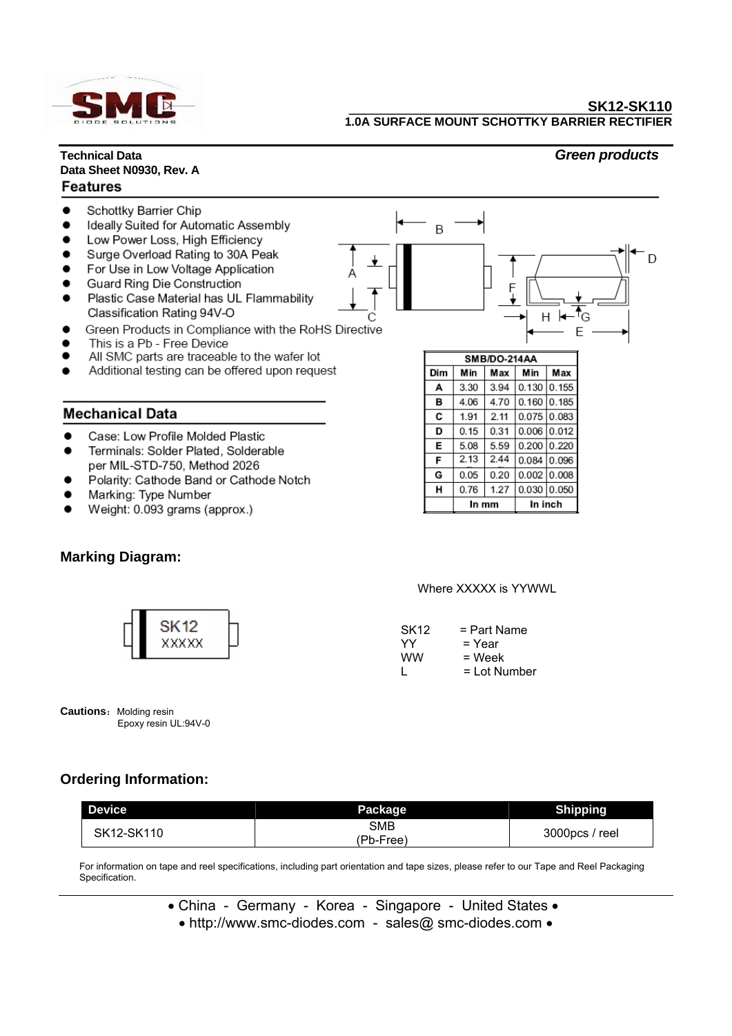# SK12-SK110

**1.0A SURFACE MOUNT SCHOTTKY BARRIER RECTIFIER**

**Technical Data**
**Data Sheet N0930, Rev. A**

***Green products***

## Features

- Schottky Barrier Chip
- Ideally Suited for Automatic Assembly
- Low Power Loss, High Efficiency
- Surge Overload Rating to 30A Peak
- For Use in Low Voltage Application
- Guard Ring Die Construction
- Plastic Case Material has UL Flammability Classification Rating 94V-O
- Green Products in Compliance with the RoHS Directive
- This is a Pb - Free Device
- All SMC parts are traceable to the wafer lot
- Additional testing can be offered upon request

| SMB/DO-214AA | | | | |
|---|---|---|---|---|
| Dim | Min | Max | Min | Max |
| A | 3.30 | 3.94 | 0.130 | 0.155 |
| B | 4.06 | 4.70 | 0.160 | 0.185 |
| C | 1.91 | 2.11 | 0.075 | 0.083 |
| D | 0.15 | 0.31 | 0.006 | 0.012 |
| E | 5.08 | 5.59 | 0.200 | 0.220 |
| F | 2.13 | 2.44 | 0.084 | 0.096 |
| G | 0.05 | 0.20 | 0.002 | 0.008 |
| H | 0.76 | 1.27 | 0.030 | 0.050 |
| | In mm | | In inch | |

## Mechanical Data

- Case: Low Profile Molded Plastic
- Terminals: Solder Plated, Solderable per MIL-STD-750, Method 2026
- Polarity: Cathode Band or Cathode Notch
- Marking: Type Number
- Weight: 0.093 grams (approx.)

## Marking Diagram:

SK12
XXXXX

Where XXXXX is YYWWL

SK12 = Part Name
YY = Year
WW = Week
L = Lot Number

**Cautions:** Molding resin
Epoxy resin UL:94V-0

## Ordering Information:

| Device | Package | Shipping |
|---|---|---|
| SK12-SK110 | SMB (Pb-Free) | 3000pcs / reel |

For information on tape and reel specifications, including part orientation and tape sizes, please refer to our Tape and Reel Packaging Specification.

• China - Germany - Korea - Singapore - United States •
• http://www.smc-diodes.com - sales@ smc-diodes.com •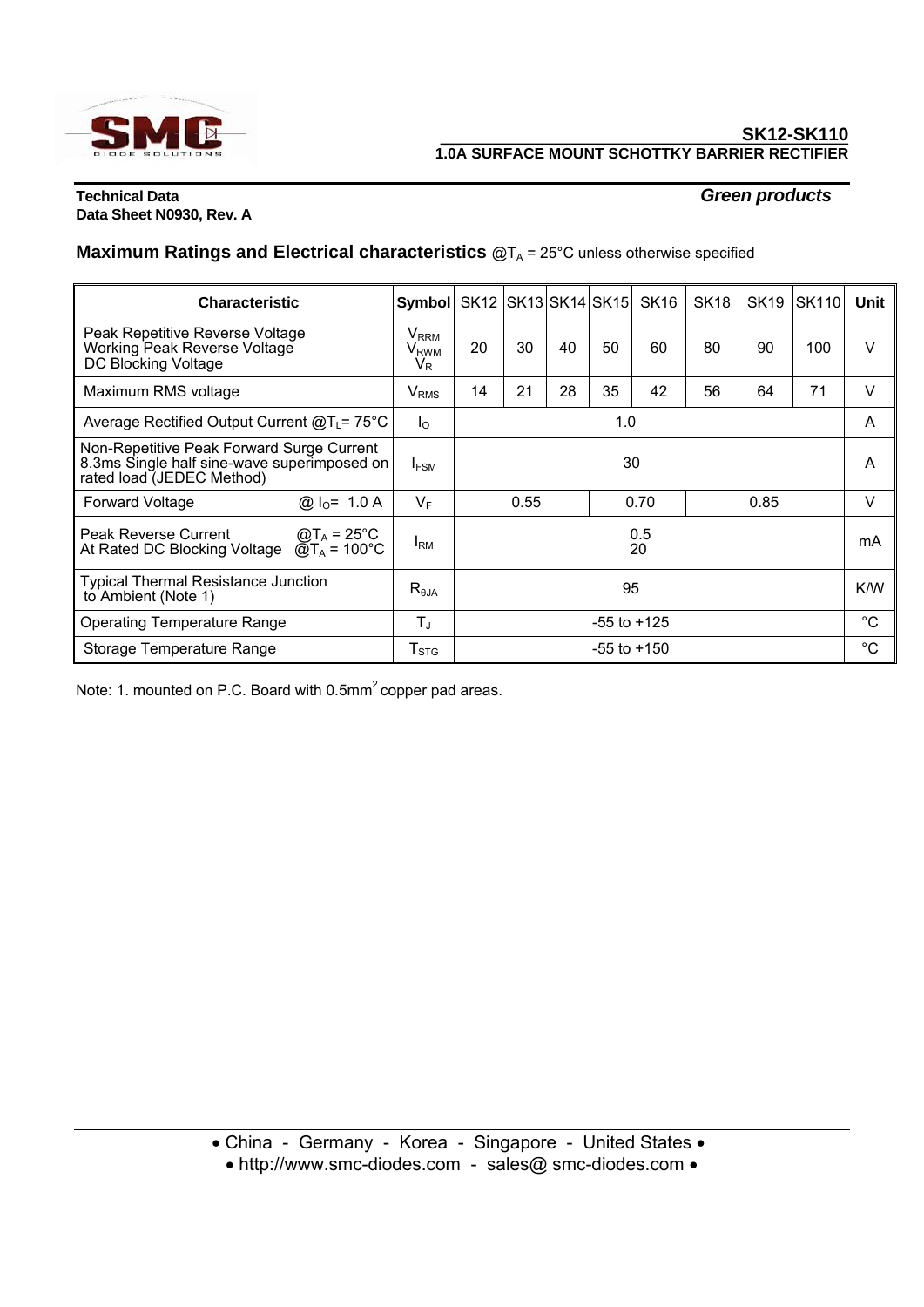**SK12-SK110**

**1.0A SURFACE MOUNT SCHOTTKY BARRIER RECTIFIER**

**Technical Data**
**Data Sheet N0930, Rev. A**

***Green products***

## Maximum Ratings and Electrical characteristics @$T_A$ = 25°C unless otherwise specified

| Characteristic | Symbol | SK12 | SK13 | SK14 | SK15 | SK16 | SK18 | SK19 | SK110 | Unit |
|---|---|---|---|---|---|---|---|---|---|---|
| Peak Repetitive Reverse Voltage<br>Working Peak Reverse Voltage<br>DC Blocking Voltage | $V_{RRM}$<br>$V_{RWM}$<br>$V_R$ | 20 | 30 | 40 | 50 | 60 | 80 | 90 | 100 | V |
| Maximum RMS voltage | $V_{RMS}$ | 14 | 21 | 28 | 35 | 42 | 56 | 64 | 71 | V |
| Average Rectified Output Current @$T_L$= 75°C | $I_O$ | 1.0 | | | | | | | | A |
| Non-Repetitive Peak Forward Surge Current 8.3ms Single half sine-wave superimposed on rated load (JEDEC Method) | $I_{FSM}$ | 30 | | | | | | | | A |
| Forward Voltage @ $I_O$= 1.0 A | $V_F$ | 0.55 | | | 0.70 | | 0.85 | | | V |
| Peak Reverse Current @$T_A$ = 25°C<br>At Rated DC Blocking Voltage @$T_A$ = 100°C | $I_{RM}$ | 0.5<br>20 | | | | | | | | mA |
| Typical Thermal Resistance Junction to Ambient (Note 1) | $R_{\theta JA}$ | 95 | | | | | | | | K/W |
| Operating Temperature Range | $T_J$ | -55 to +125 | | | | | | | | °C |
| Storage Temperature Range | $T_{STG}$ | -55 to +150 | | | | | | | | °C |

Note: 1. mounted on P.C. Board with 0.5mm$^2$ copper pad areas.

• China - Germany - Korea - Singapore - United States •
• http://www.smc-diodes.com - sales@ smc-diodes.com •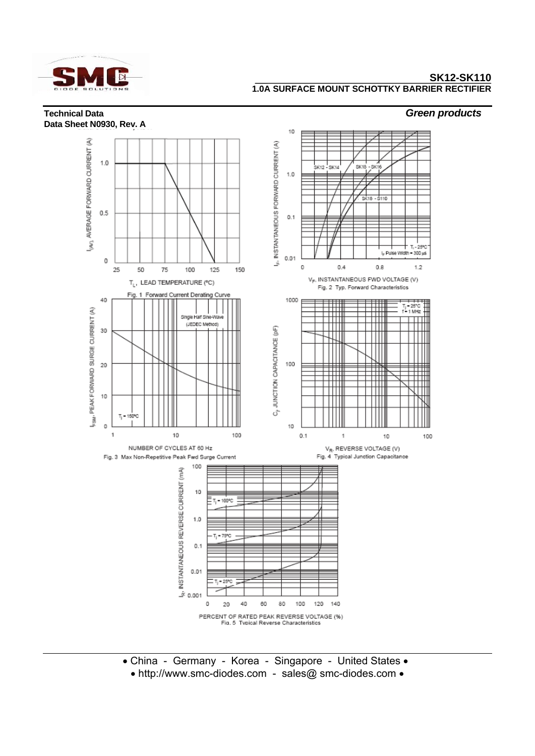# SK12-SK110

## 1.0A SURFACE MOUNT SCHOTTKY BARRIER RECTIFIER

**Technical Data**
**Data Sheet N0930, Rev. A**

***Green products***

Fig. 1 Forward Current Derating Curve

Fig. 2 Typ. Forward Characteristics

Fig. 3 Max Non-Repetitive Peak Fwd Surge Current

Fig. 4 Typical Junction Capacitance

Fig. 5 Typical Reverse Characteristics

• China - Germany - Korea - Singapore - United States •
• http://www.smc-diodes.com - sales@ smc-diodes.com •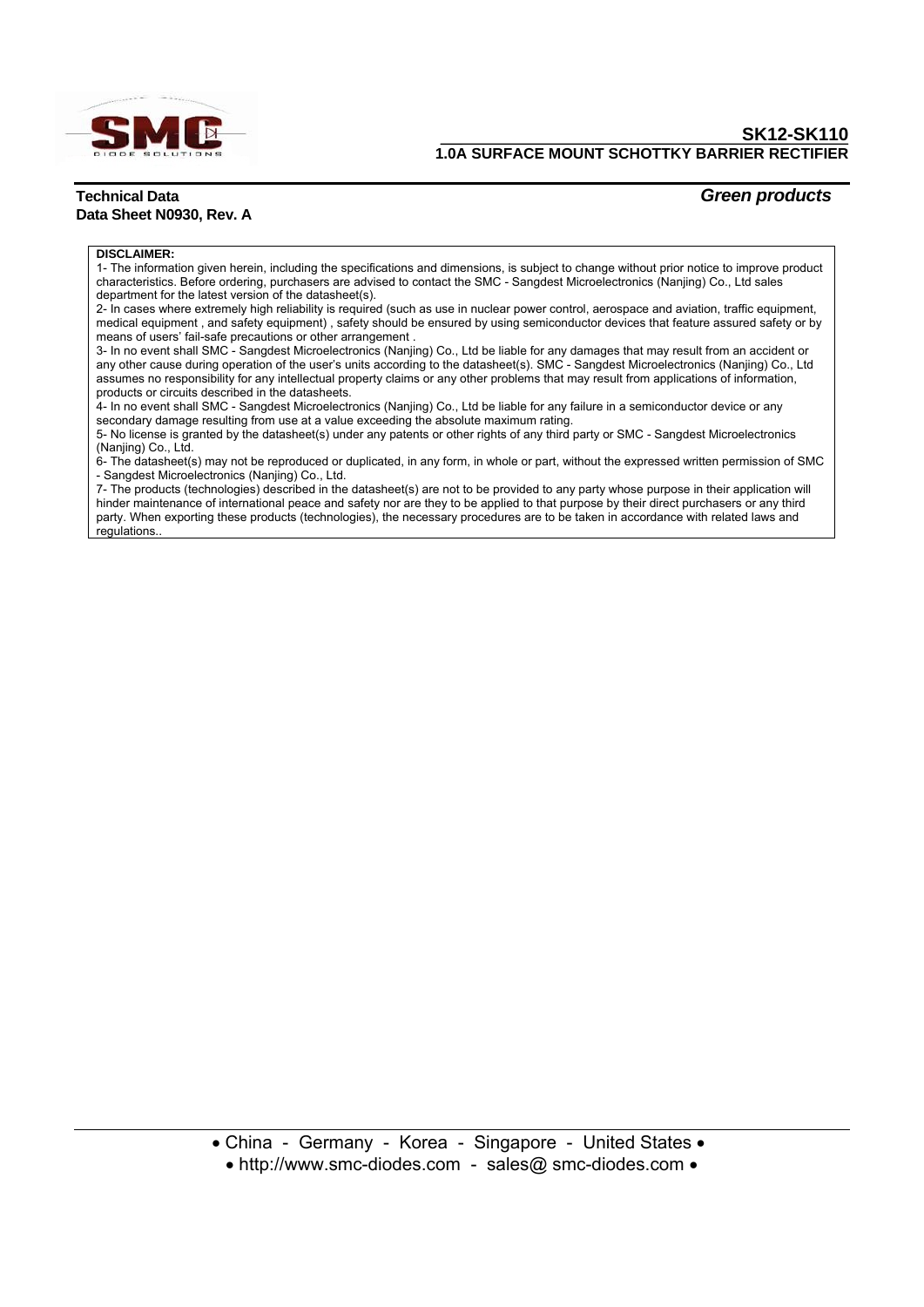# SK12-SK110

**1.0A SURFACE MOUNT SCHOTTKY BARRIER RECTIFIER**

**Technical Data**
**Data Sheet N0930, Rev. A**

***Green products***

**DISCLAIMER:**

1- The information given herein, including the specifications and dimensions, is subject to change without prior notice to improve product characteristics. Before ordering, purchasers are advised to contact the SMC - Sangdest Microelectronics (Nanjing) Co., Ltd sales department for the latest version of the datasheet(s).

2- In cases where extremely high reliability is required (such as use in nuclear power control, aerospace and aviation, traffic equipment, medical equipment , and safety equipment) , safety should be ensured by using semiconductor devices that feature assured safety or by means of users' fail-safe precautions or other arrangement .

3- In no event shall SMC - Sangdest Microelectronics (Nanjing) Co., Ltd be liable for any damages that may result from an accident or any other cause during operation of the user's units according to the datasheet(s). SMC - Sangdest Microelectronics (Nanjing) Co., Ltd assumes no responsibility for any intellectual property claims or any other problems that may result from applications of information, products or circuits described in the datasheets.

4- In no event shall SMC - Sangdest Microelectronics (Nanjing) Co., Ltd be liable for any failure in a semiconductor device or any secondary damage resulting from use at a value exceeding the absolute maximum rating.

5- No license is granted by the datasheet(s) under any patents or other rights of any third party or SMC - Sangdest Microelectronics (Nanjing) Co., Ltd.

6- The datasheet(s) may not be reproduced or duplicated, in any form, in whole or part, without the expressed written permission of SMC - Sangdest Microelectronics (Nanjing) Co., Ltd.

7- The products (technologies) described in the datasheet(s) are not to be provided to any party whose purpose in their application will hinder maintenance of international peace and safety nor are they to be applied to that purpose by their direct purchasers or any third party. When exporting these products (technologies), the necessary procedures are to be taken in accordance with related laws and regulations..

• China - Germany - Korea - Singapore - United States •
• http://www.smc-diodes.com - sales@ smc-diodes.com •